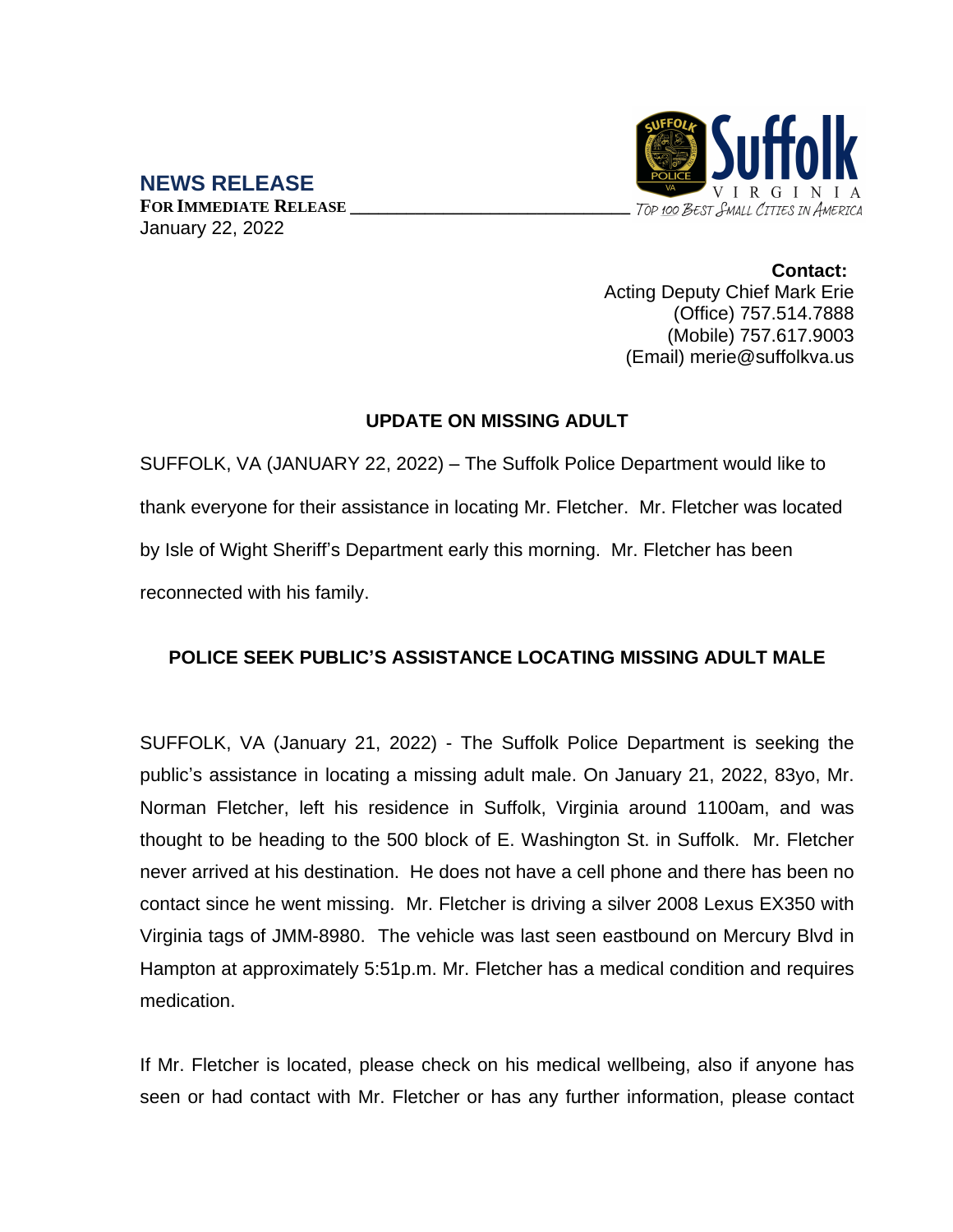## NEWS RELEASE

**FOR IMMEDIATE RELEASE**
January 22, 2022

Suffolk VIRGINIA
*Top 100 Best Small Cities in America*

**Contact:**
Acting Deputy Chief Mark Erie
(Office) 757.514.7888
(Mobile) 757.617.9003
(Email) merie@suffolkva.us

### UPDATE ON MISSING ADULT

SUFFOLK, VA (JANUARY 22, 2022) – The Suffolk Police Department would like to thank everyone for their assistance in locating Mr. Fletcher. Mr. Fletcher was located by Isle of Wight Sheriff's Department early this morning. Mr. Fletcher has been reconnected with his family.

### POLICE SEEK PUBLIC'S ASSISTANCE LOCATING MISSING ADULT MALE

SUFFOLK, VA (January 21, 2022) - The Suffolk Police Department is seeking the public's assistance in locating a missing adult male. On January 21, 2022, 83yo, Mr. Norman Fletcher, left his residence in Suffolk, Virginia around 1100am, and was thought to be heading to the 500 block of E. Washington St. in Suffolk. Mr. Fletcher never arrived at his destination. He does not have a cell phone and there has been no contact since he went missing. Mr. Fletcher is driving a silver 2008 Lexus EX350 with Virginia tags of JMM-8980. The vehicle was last seen eastbound on Mercury Blvd in Hampton at approximately 5:51p.m. Mr. Fletcher has a medical condition and requires medication.

If Mr. Fletcher is located, please check on his medical wellbeing, also if anyone has seen or had contact with Mr. Fletcher or has any further information, please contact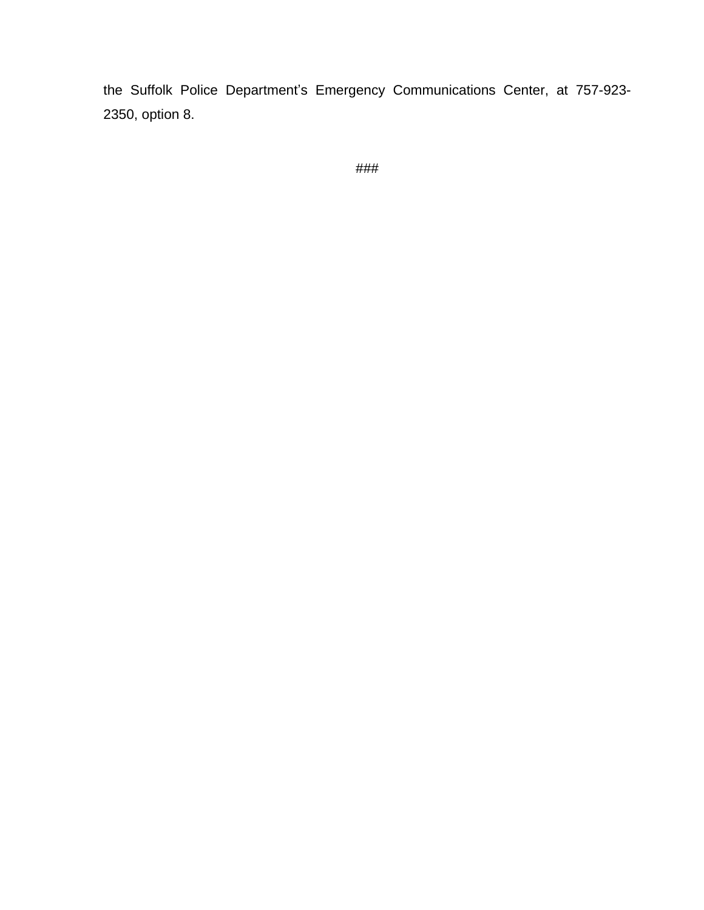the Suffolk Police Department's Emergency Communications Center, at 757-923-2350, option 8.

###